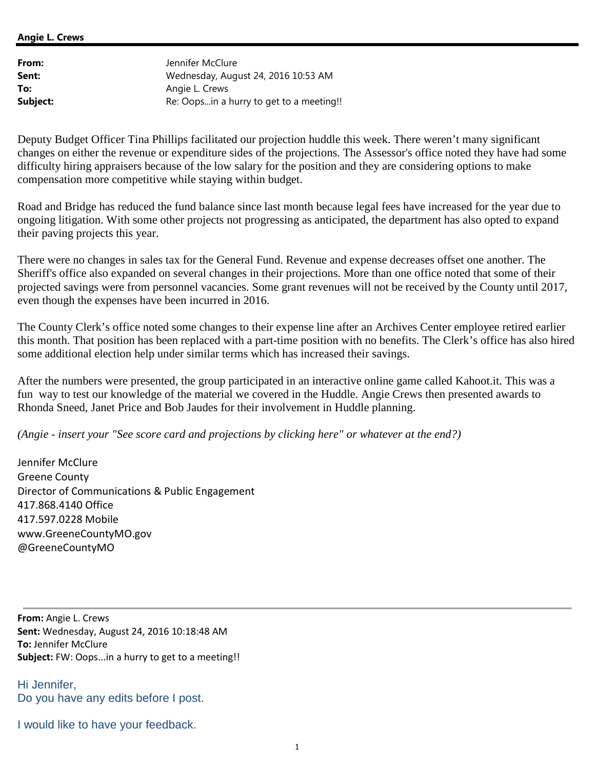**Angie L. Crews**

**From:** Jennifer McClure
**Sent:** Wednesday, August 24, 2016 10:53 AM
**To:** Angie L. Crews
**Subject:** Re: Oops...in a hurry to get to a meeting!!

Deputy Budget Officer Tina Phillips facilitated our projection huddle this week. There weren't many significant changes on either the revenue or expenditure sides of the projections. The Assessor's office noted they have had some difficulty hiring appraisers because of the low salary for the position and they are considering options to make compensation more competitive while staying within budget.

Road and Bridge has reduced the fund balance since last month because legal fees have increased for the year due to ongoing litigation. With some other projects not progressing as anticipated, the department has also opted to expand their paving projects this year.

There were no changes in sales tax for the General Fund. Revenue and expense decreases offset one another. The Sheriff's office also expanded on several changes in their projections. More than one office noted that some of their projected savings were from personnel vacancies. Some grant revenues will not be received by the County until 2017, even though the expenses have been incurred in 2016.

The County Clerk's office noted some changes to their expense line after an Archives Center employee retired earlier this month. That position has been replaced with a part-time position with no benefits. The Clerk's office has also hired some additional election help under similar terms which has increased their savings.

After the numbers were presented, the group participated in an interactive online game called Kahoot.it. This was a fun way to test our knowledge of the material we covered in the Huddle. Angie Crews then presented awards to Rhonda Sneed, Janet Price and Bob Jaudes for their involvement in Huddle planning.

*(Angie - insert your "See score card and projections by clicking here" or whatever at the end?)*

Jennifer McClure
Greene County
Director of Communications & Public Engagement
417.868.4140 Office
417.597.0228 Mobile
www.GreeneCountyMO.gov
@GreeneCountyMO

---

**From:** Angie L. Crews
**Sent:** Wednesday, August 24, 2016 10:18:48 AM
**To:** Jennifer McClure
**Subject:** FW: Oops...in a hurry to get to a meeting!!

Hi Jennifer,
Do you have any edits before I post.

I would like to have your feedback.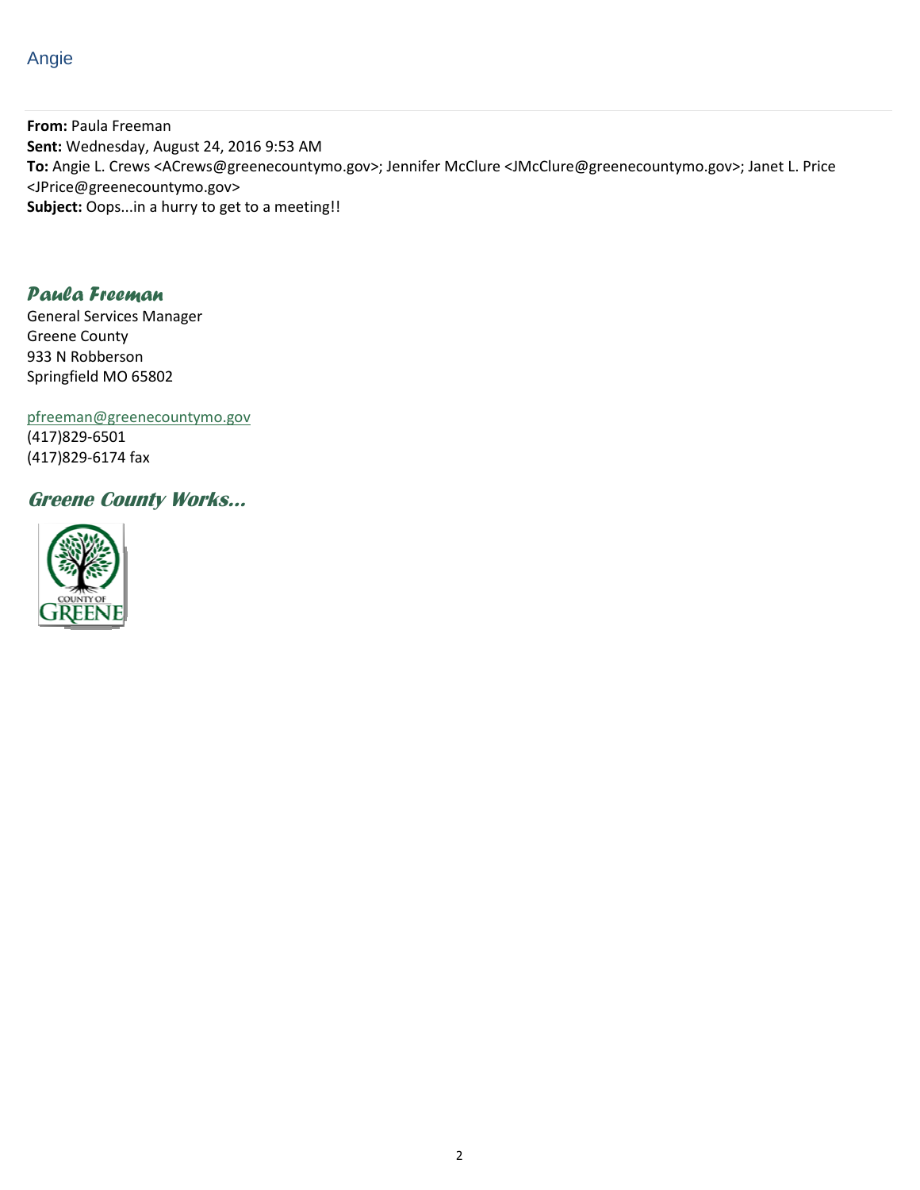Angie

---

**From:** Paula Freeman
**Sent:** Wednesday, August 24, 2016 9:53 AM
**To:** Angie L. Crews <ACrews@greenecountymo.gov>; Jennifer McClure <JMcClure@greenecountymo.gov>; Janet L. Price <JPrice@greenecountymo.gov>
**Subject:** Oops...in a hurry to get to a meeting!!

***Paula Freeman***
General Services Manager
Greene County
933 N Robberson
Springfield MO 65802

pfreeman@greenecountymo.gov
(417)829-6501
(417)829-6174 fax

***Greene County Works...***

COUNTY OF GREENE